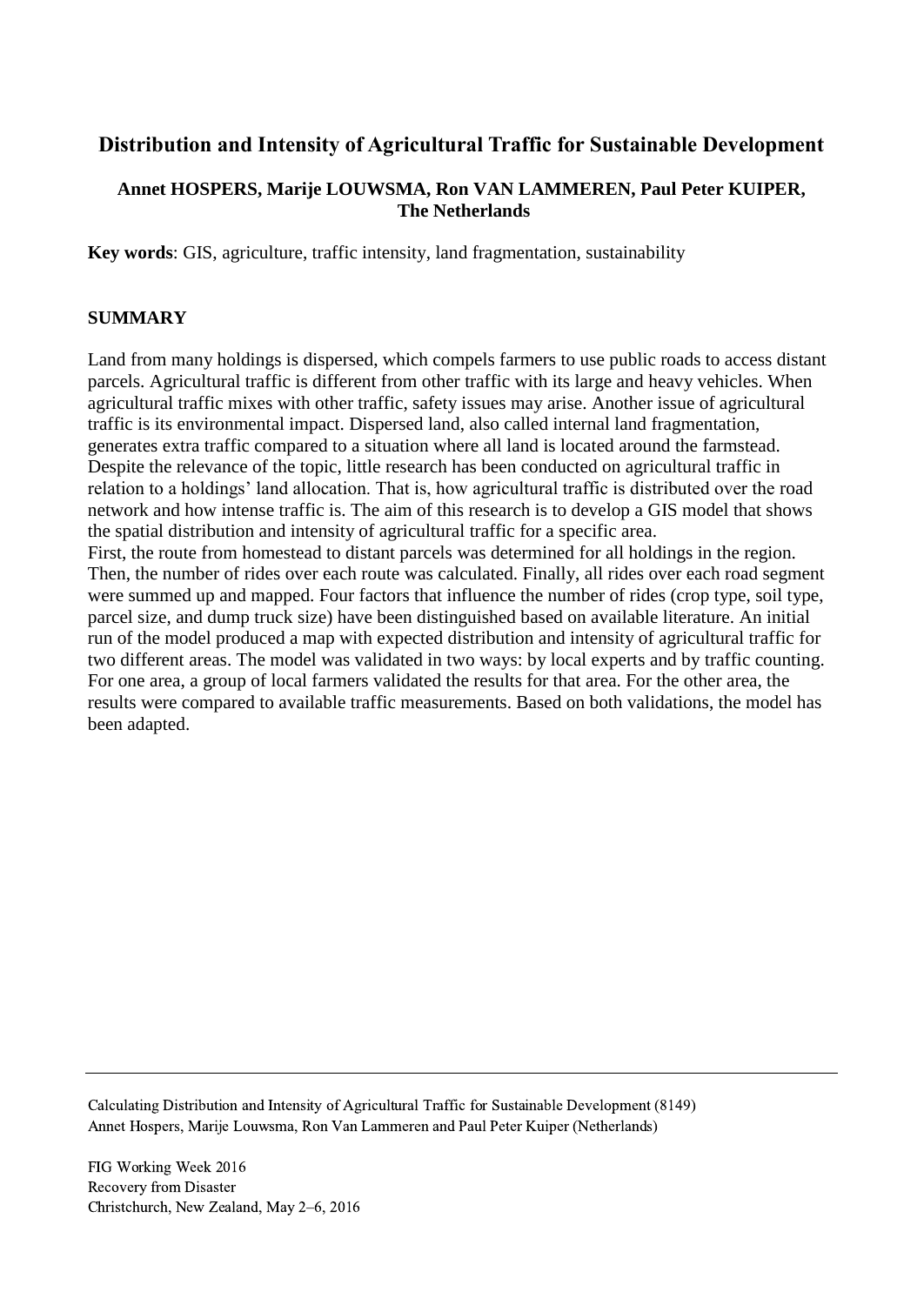# Distribution and Intensity of Agricultural Traffic for Sustainable Development

**Annet HOSPERS, Marije LOUWSMA, Ron VAN LAMMEREN, Paul Peter KUIPER, The Netherlands**

**Key words**: GIS, agriculture, traffic intensity, land fragmentation, sustainability

## SUMMARY

Land from many holdings is dispersed, which compels farmers to use public roads to access distant parcels. Agricultural traffic is different from other traffic with its large and heavy vehicles. When agricultural traffic mixes with other traffic, safety issues may arise. Another issue of agricultural traffic is its environmental impact. Dispersed land, also called internal land fragmentation, generates extra traffic compared to a situation where all land is located around the farmstead. Despite the relevance of the topic, little research has been conducted on agricultural traffic in relation to a holdings' land allocation. That is, how agricultural traffic is distributed over the road network and how intense traffic is. The aim of this research is to develop a GIS model that shows the spatial distribution and intensity of agricultural traffic for a specific area.

First, the route from homestead to distant parcels was determined for all holdings in the region. Then, the number of rides over each route was calculated. Finally, all rides over each road segment were summed up and mapped. Four factors that influence the number of rides (crop type, soil type, parcel size, and dump truck size) have been distinguished based on available literature. An initial run of the model produced a map with expected distribution and intensity of agricultural traffic for two different areas. The model was validated in two ways: by local experts and by traffic counting. For one area, a group of local farmers validated the results for that area. For the other area, the results were compared to available traffic measurements. Based on both validations, the model has been adapted.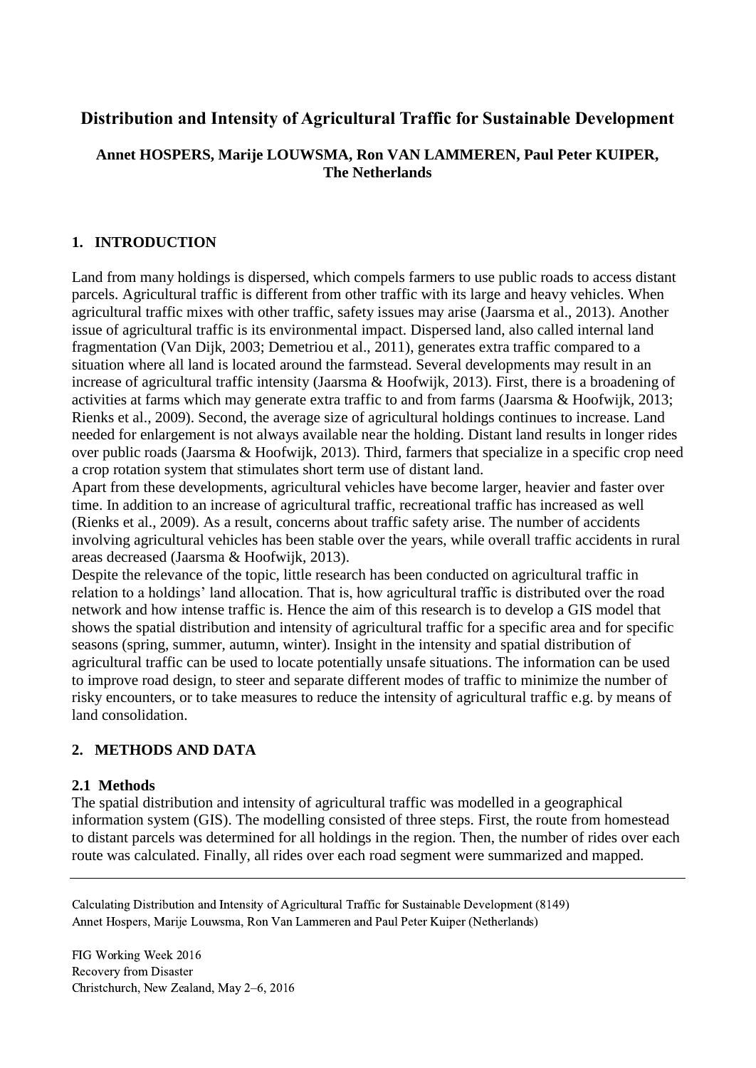# Distribution and Intensity of Agricultural Traffic for Sustainable Development

**Annet HOSPERS, Marije LOUWSMA, Ron VAN LAMMEREN, Paul Peter KUIPER, The Netherlands**

## 1. INTRODUCTION

Land from many holdings is dispersed, which compels farmers to use public roads to access distant parcels. Agricultural traffic is different from other traffic with its large and heavy vehicles. When agricultural traffic mixes with other traffic, safety issues may arise (Jaarsma et al., 2013). Another issue of agricultural traffic is its environmental impact. Dispersed land, also called internal land fragmentation (Van Dijk, 2003; Demetriou et al., 2011), generates extra traffic compared to a situation where all land is located around the farmstead. Several developments may result in an increase of agricultural traffic intensity (Jaarsma & Hoofwijk, 2013). First, there is a broadening of activities at farms which may generate extra traffic to and from farms (Jaarsma & Hoofwijk, 2013; Rienks et al., 2009). Second, the average size of agricultural holdings continues to increase. Land needed for enlargement is not always available near the holding. Distant land results in longer rides over public roads (Jaarsma & Hoofwijk, 2013). Third, farmers that specialize in a specific crop need a crop rotation system that stimulates short term use of distant land.

Apart from these developments, agricultural vehicles have become larger, heavier and faster over time. In addition to an increase of agricultural traffic, recreational traffic has increased as well (Rienks et al., 2009). As a result, concerns about traffic safety arise. The number of accidents involving agricultural vehicles has been stable over the years, while overall traffic accidents in rural areas decreased (Jaarsma & Hoofwijk, 2013).

Despite the relevance of the topic, little research has been conducted on agricultural traffic in relation to a holdings' land allocation. That is, how agricultural traffic is distributed over the road network and how intense traffic is. Hence the aim of this research is to develop a GIS model that shows the spatial distribution and intensity of agricultural traffic for a specific area and for specific seasons (spring, summer, autumn, winter). Insight in the intensity and spatial distribution of agricultural traffic can be used to locate potentially unsafe situations. The information can be used to improve road design, to steer and separate different modes of traffic to minimize the number of risky encounters, or to take measures to reduce the intensity of agricultural traffic e.g. by means of land consolidation.

## 2. METHODS AND DATA

### 2.1 Methods

The spatial distribution and intensity of agricultural traffic was modelled in a geographical information system (GIS). The modelling consisted of three steps. First, the route from homestead to distant parcels was determined for all holdings in the region. Then, the number of rides over each route was calculated. Finally, all rides over each road segment were summarized and mapped.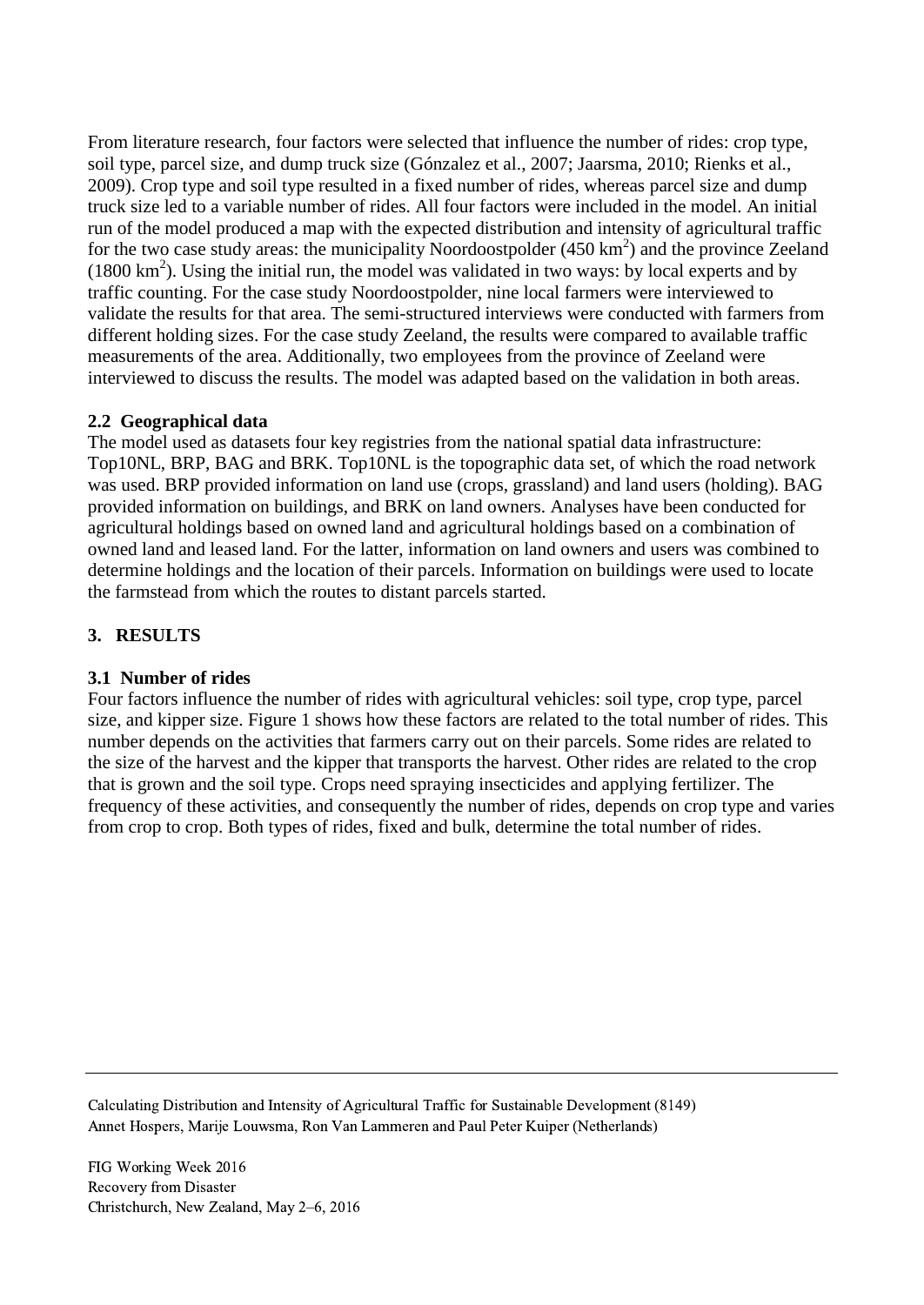From literature research, four factors were selected that influence the number of rides: crop type, soil type, parcel size, and dump truck size (Gónzalez et al., 2007; Jaarsma, 2010; Rienks et al., 2009). Crop type and soil type resulted in a fixed number of rides, whereas parcel size and dump truck size led to a variable number of rides. All four factors were included in the model. An initial run of the model produced a map with the expected distribution and intensity of agricultural traffic for the two case study areas: the municipality Noordoostpolder (450 km$^2$) and the province Zeeland (1800 km$^2$). Using the initial run, the model was validated in two ways: by local experts and by traffic counting. For the case study Noordoostpolder, nine local farmers were interviewed to validate the results for that area. The semi-structured interviews were conducted with farmers from different holding sizes. For the case study Zeeland, the results were compared to available traffic measurements of the area. Additionally, two employees from the province of Zeeland were interviewed to discuss the results. The model was adapted based on the validation in both areas.

### 2.2 Geographical data

The model used as datasets four key registries from the national spatial data infrastructure: Top10NL, BRP, BAG and BRK. Top10NL is the topographic data set, of which the road network was used. BRP provided information on land use (crops, grassland) and land users (holding). BAG provided information on buildings, and BRK on land owners. Analyses have been conducted for agricultural holdings based on owned land and agricultural holdings based on a combination of owned land and leased land. For the latter, information on land owners and users was combined to determine holdings and the location of their parcels. Information on buildings were used to locate the farmstead from which the routes to distant parcels started.

## 3. RESULTS

### 3.1 Number of rides

Four factors influence the number of rides with agricultural vehicles: soil type, crop type, parcel size, and kipper size. Figure 1 shows how these factors are related to the total number of rides. This number depends on the activities that farmers carry out on their parcels. Some rides are related to the size of the harvest and the kipper that transports the harvest. Other rides are related to the crop that is grown and the soil type. Crops need spraying insecticides and applying fertilizer. The frequency of these activities, and consequently the number of rides, depends on crop type and varies from crop to crop. Both types of rides, fixed and bulk, determine the total number of rides.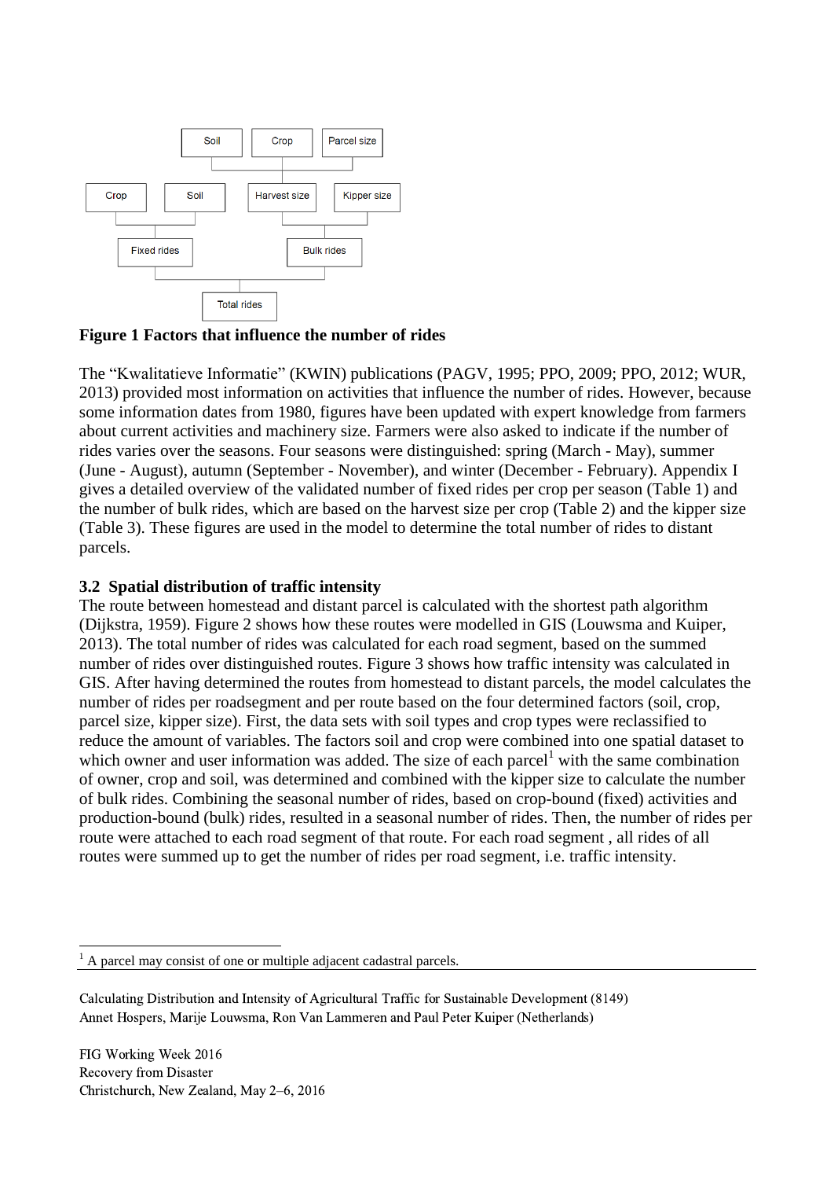**Figure 1 Factors that influence the number of rides**

The "Kwalitatieve Informatie" (KWIN) publications (PAGV, 1995; PPO, 2009; PPO, 2012; WUR, 2013) provided most information on activities that influence the number of rides. However, because some information dates from 1980, figures have been updated with expert knowledge from farmers about current activities and machinery size. Farmers were also asked to indicate if the number of rides varies over the seasons. Four seasons were distinguished: spring (March - May), summer (June - August), autumn (September - November), and winter (December - February). Appendix I gives a detailed overview of the validated number of fixed rides per crop per season (Table 1) and the number of bulk rides, which are based on the harvest size per crop (Table 2) and the kipper size (Table 3). These figures are used in the model to determine the total number of rides to distant parcels.

### 3.2 Spatial distribution of traffic intensity

The route between homestead and distant parcel is calculated with the shortest path algorithm (Dijkstra, 1959). Figure 2 shows how these routes were modelled in GIS (Louwsma and Kuiper, 2013). The total number of rides was calculated for each road segment, based on the summed number of rides over distinguished routes. Figure 3 shows how traffic intensity was calculated in GIS. After having determined the routes from homestead to distant parcels, the model calculates the number of rides per roadsegment and per route based on the four determined factors (soil, crop, parcel size, kipper size). First, the data sets with soil types and crop types were reclassified to reduce the amount of variables. The factors soil and crop were combined into one spatial dataset to which owner and user information was added. The size of each parcel[1] with the same combination of owner, crop and soil, was determined and combined with the kipper size to calculate the number of bulk rides. Combining the seasonal number of rides, based on crop-bound (fixed) activities and production-bound (bulk) rides, resulted in a seasonal number of rides. Then, the number of rides per route were attached to each road segment of that route. For each road segment , all rides of all routes were summed up to get the number of rides per road segment, i.e. traffic intensity.

[1] A parcel may consist of one or multiple adjacent cadastral parcels.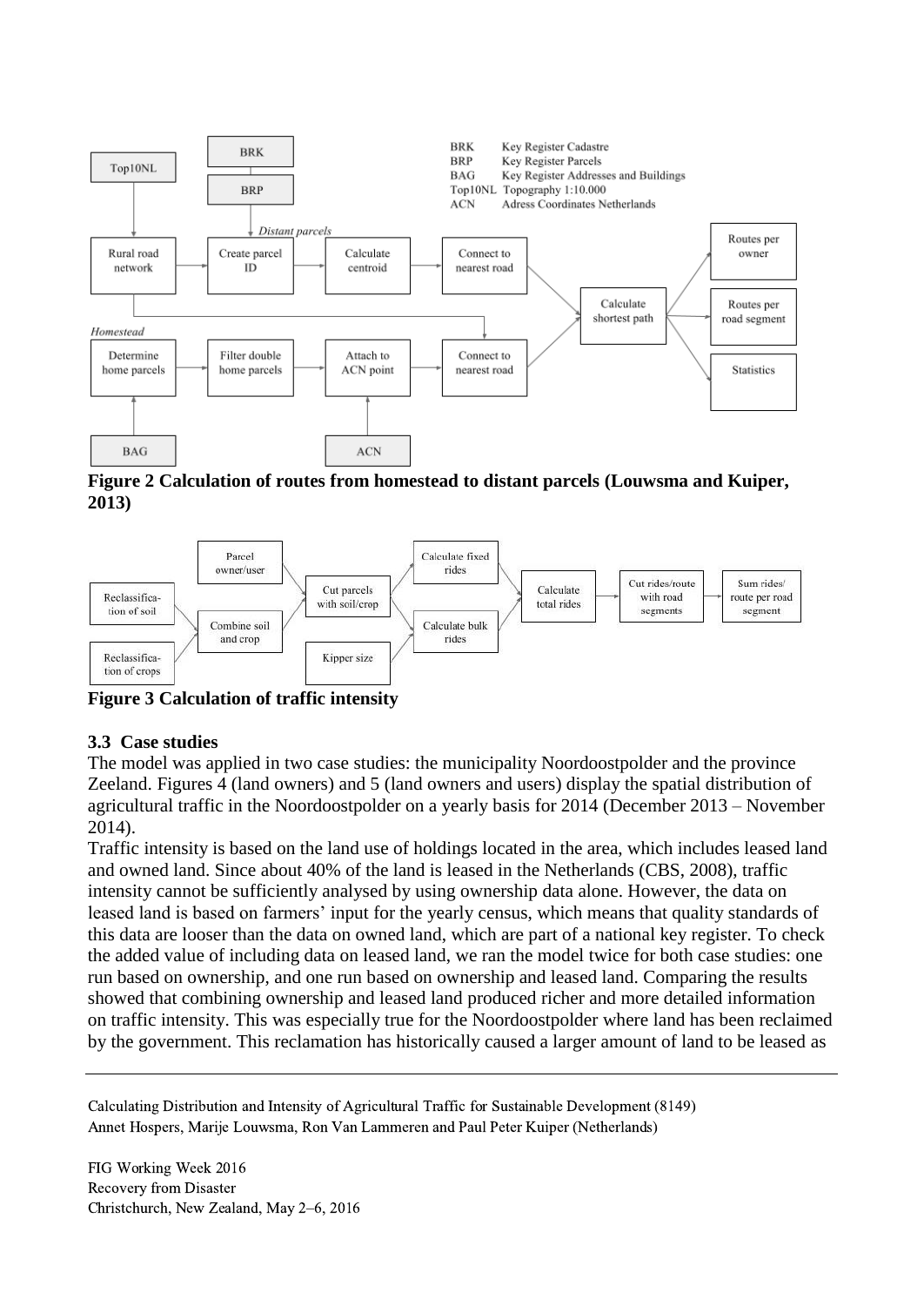**Figure 2 Calculation of routes from homestead to distant parcels (Louwsma and Kuiper, 2013)**

**Figure 3 Calculation of traffic intensity**

### 3.3 Case studies

The model was applied in two case studies: the municipality Noordoostpolder and the province Zeeland. Figures 4 (land owners) and 5 (land owners and users) display the spatial distribution of agricultural traffic in the Noordoostpolder on a yearly basis for 2014 (December 2013 – November 2014).

Traffic intensity is based on the land use of holdings located in the area, which includes leased land and owned land. Since about 40% of the land is leased in the Netherlands (CBS, 2008), traffic intensity cannot be sufficiently analysed by using ownership data alone. However, the data on leased land is based on farmers' input for the yearly census, which means that quality standards of this data are looser than the data on owned land, which are part of a national key register. To check the added value of including data on leased land, we ran the model twice for both case studies: one run based on ownership, and one run based on ownership and leased land. Comparing the results showed that combining ownership and leased land produced richer and more detailed information on traffic intensity. This was especially true for the Noordoostpolder where land has been reclaimed by the government. This reclamation has historically caused a larger amount of land to be leased as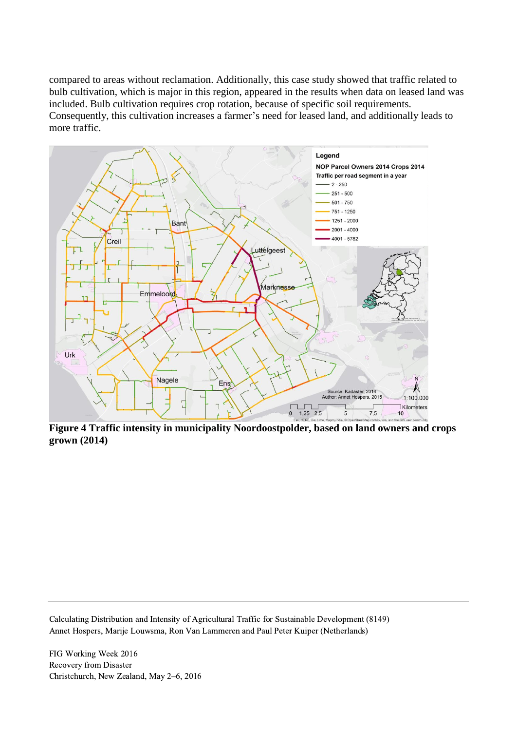compared to areas without reclamation. Additionally, this case study showed that traffic related to bulb cultivation, which is major in this region, appeared in the results when data on leased land was included. Bulb cultivation requires crop rotation, because of specific soil requirements. Consequently, this cultivation increases a farmer's need for leased land, and additionally leads to more traffic.

**Figure 4 Traffic intensity in municipality Noordoostpolder, based on land owners and crops grown (2014)**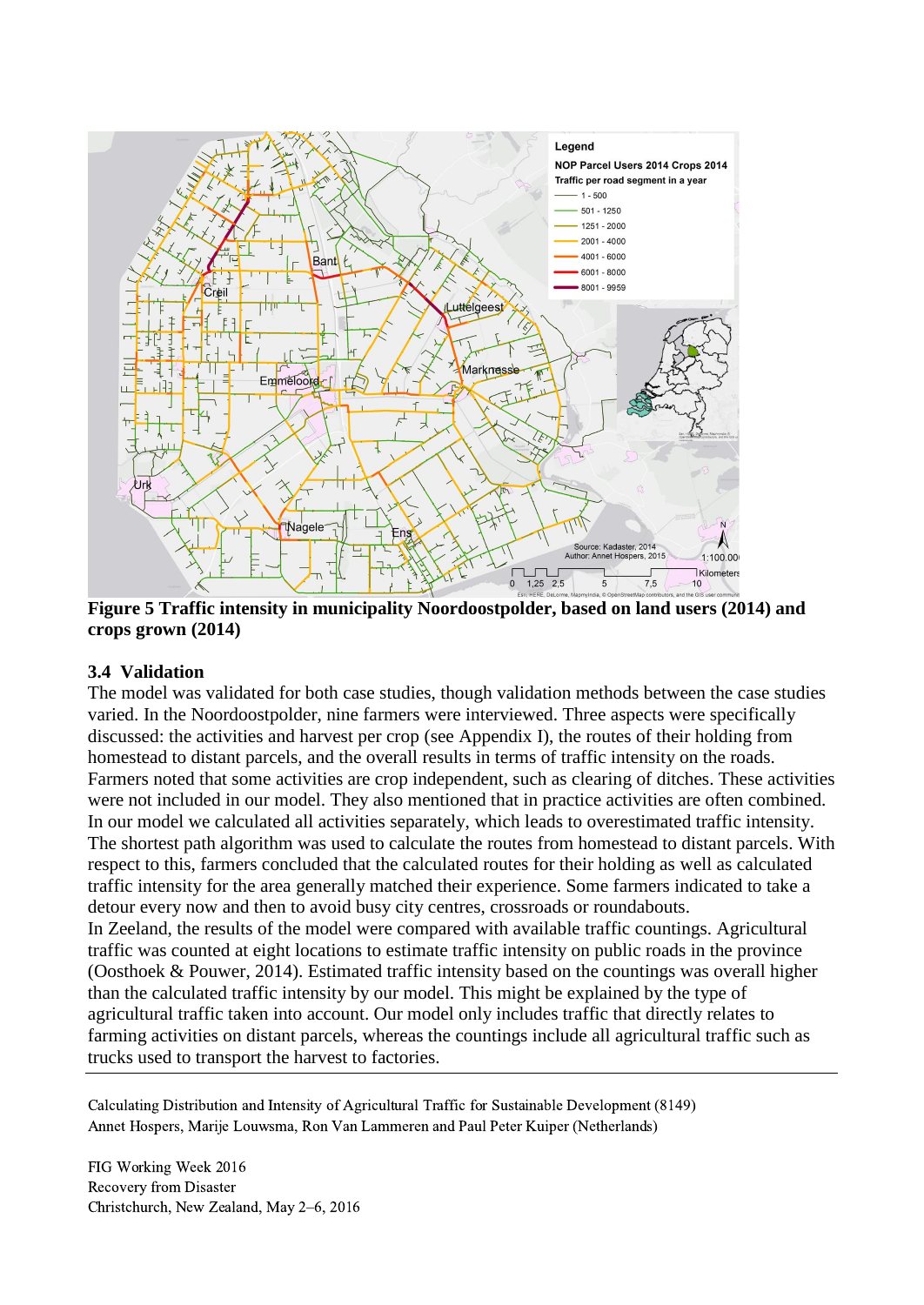**Figure 5 Traffic intensity in municipality Noordoostpolder, based on land users (2014) and crops grown (2014)**

### 3.4 Validation

The model was validated for both case studies, though validation methods between the case studies varied. In the Noordoostpolder, nine farmers were interviewed. Three aspects were specifically discussed: the activities and harvest per crop (see Appendix I), the routes of their holding from homestead to distant parcels, and the overall results in terms of traffic intensity on the roads. Farmers noted that some activities are crop independent, such as clearing of ditches. These activities were not included in our model. They also mentioned that in practice activities are often combined. In our model we calculated all activities separately, which leads to overestimated traffic intensity. The shortest path algorithm was used to calculate the routes from homestead to distant parcels. With respect to this, farmers concluded that the calculated routes for their holding as well as calculated traffic intensity for the area generally matched their experience. Some farmers indicated to take a detour every now and then to avoid busy city centres, crossroads or roundabouts.

In Zeeland, the results of the model were compared with available traffic countings. Agricultural traffic was counted at eight locations to estimate traffic intensity on public roads in the province (Oosthoek & Pouwer, 2014). Estimated traffic intensity based on the countings was overall higher than the calculated traffic intensity by our model. This might be explained by the type of agricultural traffic taken into account. Our model only includes traffic that directly relates to farming activities on distant parcels, whereas the countings include all agricultural traffic such as trucks used to transport the harvest to factories.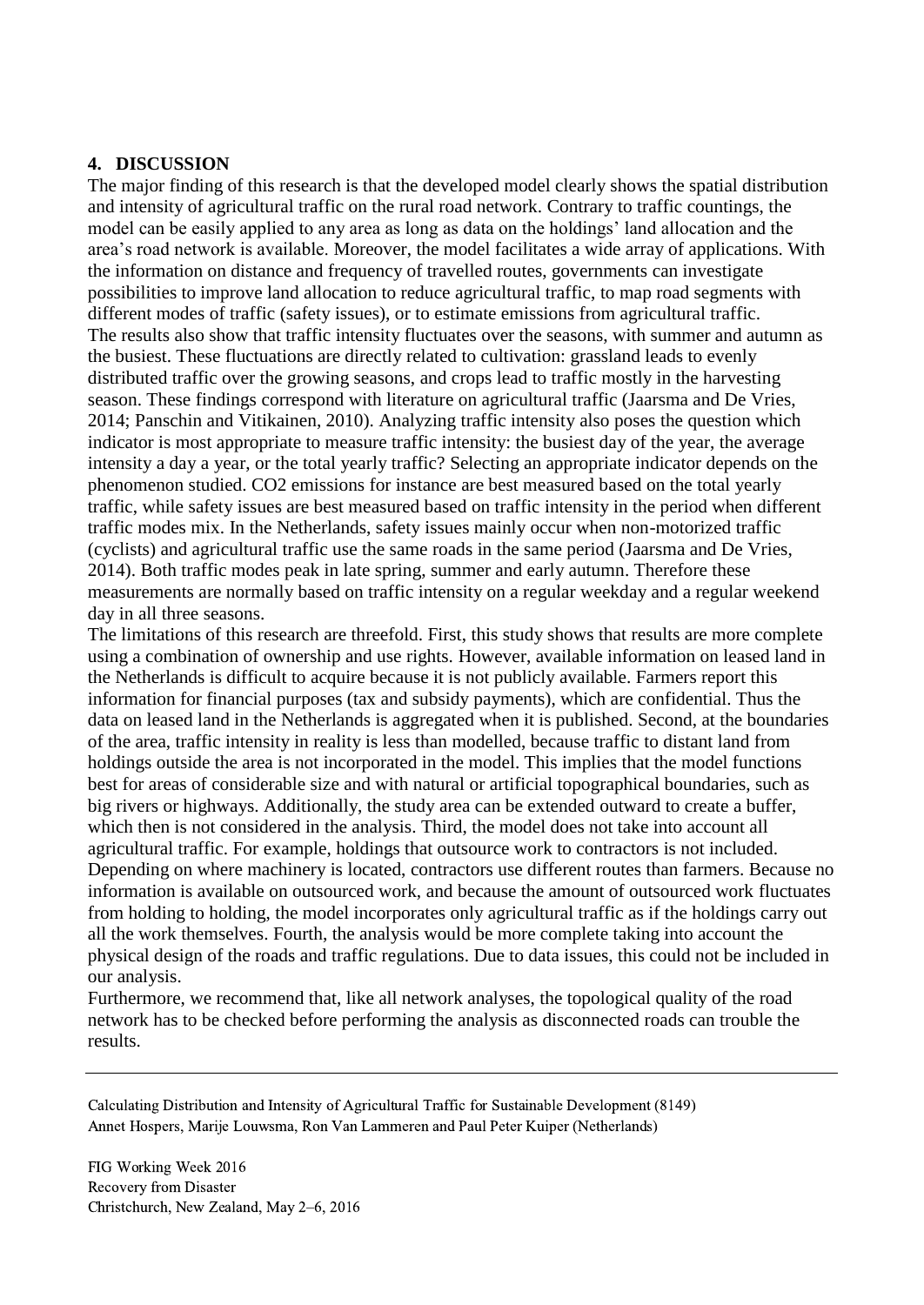## 4. DISCUSSION

The major finding of this research is that the developed model clearly shows the spatial distribution and intensity of agricultural traffic on the rural road network. Contrary to traffic countings, the model can be easily applied to any area as long as data on the holdings' land allocation and the area's road network is available. Moreover, the model facilitates a wide array of applications. With the information on distance and frequency of travelled routes, governments can investigate possibilities to improve land allocation to reduce agricultural traffic, to map road segments with different modes of traffic (safety issues), or to estimate emissions from agricultural traffic.

The results also show that traffic intensity fluctuates over the seasons, with summer and autumn as the busiest. These fluctuations are directly related to cultivation: grassland leads to evenly distributed traffic over the growing seasons, and crops lead to traffic mostly in the harvesting season. These findings correspond with literature on agricultural traffic (Jaarsma and De Vries, 2014; Panschin and Vitikainen, 2010). Analyzing traffic intensity also poses the question which indicator is most appropriate to measure traffic intensity: the busiest day of the year, the average intensity a day a year, or the total yearly traffic? Selecting an appropriate indicator depends on the phenomenon studied. $CO_2$ emissions for instance are best measured based on the total yearly traffic, while safety issues are best measured based on traffic intensity in the period when different traffic modes mix. In the Netherlands, safety issues mainly occur when non-motorized traffic (cyclists) and agricultural traffic use the same roads in the same period (Jaarsma and De Vries, 2014). Both traffic modes peak in late spring, summer and early autumn. Therefore these measurements are normally based on traffic intensity on a regular weekday and a regular weekend day in all three seasons.

The limitations of this research are threefold. First, this study shows that results are more complete using a combination of ownership and use rights. However, available information on leased land in the Netherlands is difficult to acquire because it is not publicly available. Farmers report this information for financial purposes (tax and subsidy payments), which are confidential. Thus the data on leased land in the Netherlands is aggregated when it is published. Second, at the boundaries of the area, traffic intensity in reality is less than modelled, because traffic to distant land from holdings outside the area is not incorporated in the model. This implies that the model functions best for areas of considerable size and with natural or artificial topographical boundaries, such as big rivers or highways. Additionally, the study area can be extended outward to create a buffer, which then is not considered in the analysis. Third, the model does not take into account all agricultural traffic. For example, holdings that outsource work to contractors is not included. Depending on where machinery is located, contractors use different routes than farmers. Because no information is available on outsourced work, and because the amount of outsourced work fluctuates from holding to holding, the model incorporates only agricultural traffic as if the holdings carry out all the work themselves. Fourth, the analysis would be more complete taking into account the physical design of the roads and traffic regulations. Due to data issues, this could not be included in our analysis.

Furthermore, we recommend that, like all network analyses, the topological quality of the road network has to be checked before performing the analysis as disconnected roads can trouble the results.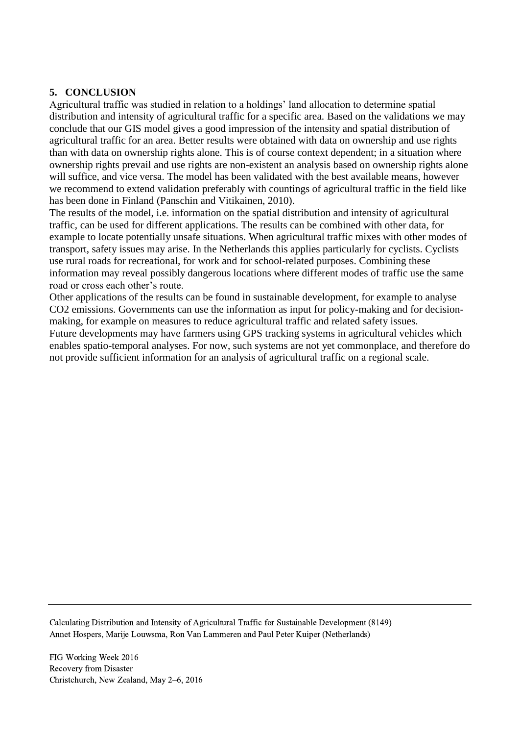## 5. CONCLUSION

Agricultural traffic was studied in relation to a holdings' land allocation to determine spatial distribution and intensity of agricultural traffic for a specific area. Based on the validations we may conclude that our GIS model gives a good impression of the intensity and spatial distribution of agricultural traffic for an area. Better results were obtained with data on ownership and use rights than with data on ownership rights alone. This is of course context dependent; in a situation where ownership rights prevail and use rights are non-existent an analysis based on ownership rights alone will suffice, and vice versa. The model has been validated with the best available means, however we recommend to extend validation preferably with countings of agricultural traffic in the field like has been done in Finland (Panschin and Vitikainen, 2010).

The results of the model, i.e. information on the spatial distribution and intensity of agricultural traffic, can be used for different applications. The results can be combined with other data, for example to locate potentially unsafe situations. When agricultural traffic mixes with other modes of transport, safety issues may arise. In the Netherlands this applies particularly for cyclists. Cyclists use rural roads for recreational, for work and for school-related purposes. Combining these information may reveal possibly dangerous locations where different modes of traffic use the same road or cross each other's route.

Other applications of the results can be found in sustainable development, for example to analyse $CO_2$ emissions. Governments can use the information as input for policy-making and for decision-making, for example on measures to reduce agricultural traffic and related safety issues.

Future developments may have farmers using GPS tracking systems in agricultural vehicles which enables spatio-temporal analyses. For now, such systems are not yet commonplace, and therefore do not provide sufficient information for an analysis of agricultural traffic on a regional scale.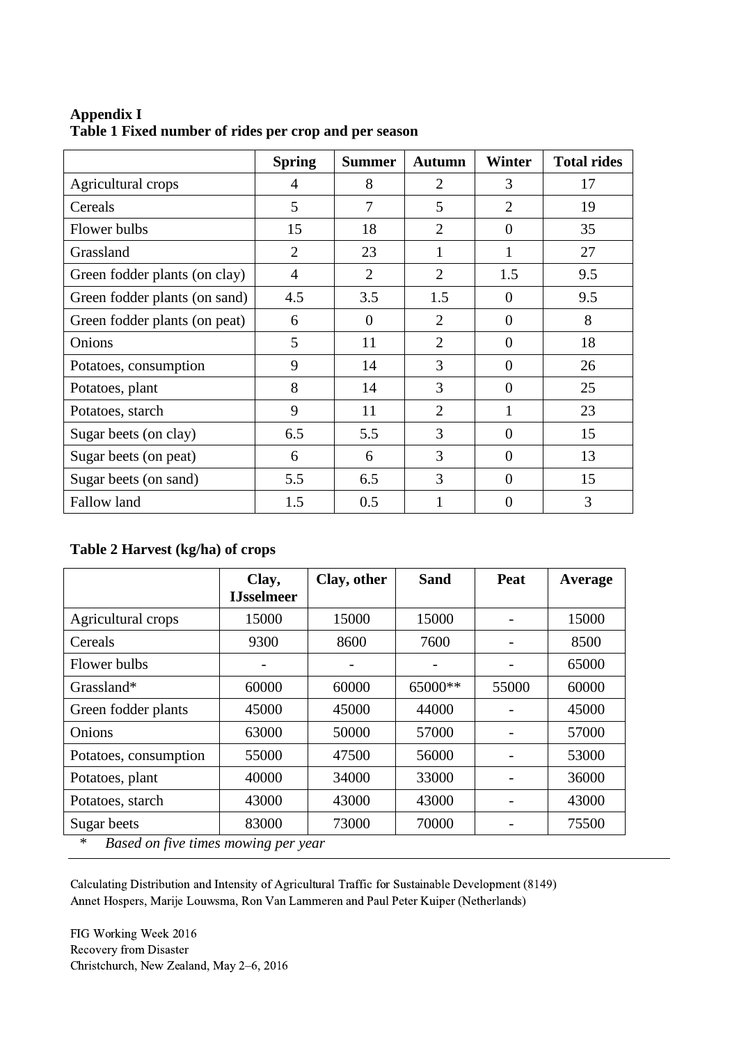**Appendix I**
**Table 1 Fixed number of rides per crop and per season**

| | Spring | Summer | Autumn | Winter | Total rides |
|---|---|---|---|---|---|
| Agricultural crops | 4 | 8 | 2 | 3 | 17 |
| Cereals | 5 | 7 | 5 | 2 | 19 |
| Flower bulbs | 15 | 18 | 2 | 0 | 35 |
| Grassland | 2 | 23 | 1 | 1 | 27 |
| Green fodder plants (on clay) | 4 | 2 | 2 | 1.5 | 9.5 |
| Green fodder plants (on sand) | 4.5 | 3.5 | 1.5 | 0 | 9.5 |
| Green fodder plants (on peat) | 6 | 0 | 2 | 0 | 8 |
| Onions | 5 | 11 | 2 | 0 | 18 |
| Potatoes, consumption | 9 | 14 | 3 | 0 | 26 |
| Potatoes, plant | 8 | 14 | 3 | 0 | 25 |
| Potatoes, starch | 9 | 11 | 2 | 1 | 23 |
| Sugar beets (on clay) | 6.5 | 5.5 | 3 | 0 | 15 |
| Sugar beets (on peat) | 6 | 6 | 3 | 0 | 13 |
| Sugar beets (on sand) | 5.5 | 6.5 | 3 | 0 | 15 |
| Fallow land | 1.5 | 0.5 | 1 | 0 | 3 |

**Table 2 Harvest (kg/ha) of crops**

| | Clay, IJsselmeer | Clay, other | Sand | Peat | Average |
|---|---|---|---|---|---|
| Agricultural crops | 15000 | 15000 | 15000 | - | 15000 |
| Cereals | 9300 | 8600 | 7600 | - | 8500 |
| Flower bulbs | - | - | - | - | 65000 |
| Grassland* | 60000 | 60000 | 65000** | 55000 | 60000 |
| Green fodder plants | 45000 | 45000 | 44000 | - | 45000 |
| Onions | 63000 | 50000 | 57000 | - | 57000 |
| Potatoes, consumption | 55000 | 47500 | 56000 | - | 53000 |
| Potatoes, plant | 40000 | 34000 | 33000 | - | 36000 |
| Potatoes, starch | 43000 | 43000 | 43000 | - | 43000 |
| Sugar beets | 83000 | 73000 | 70000 | - | 75500 |

\* *Based on five times mowing per year*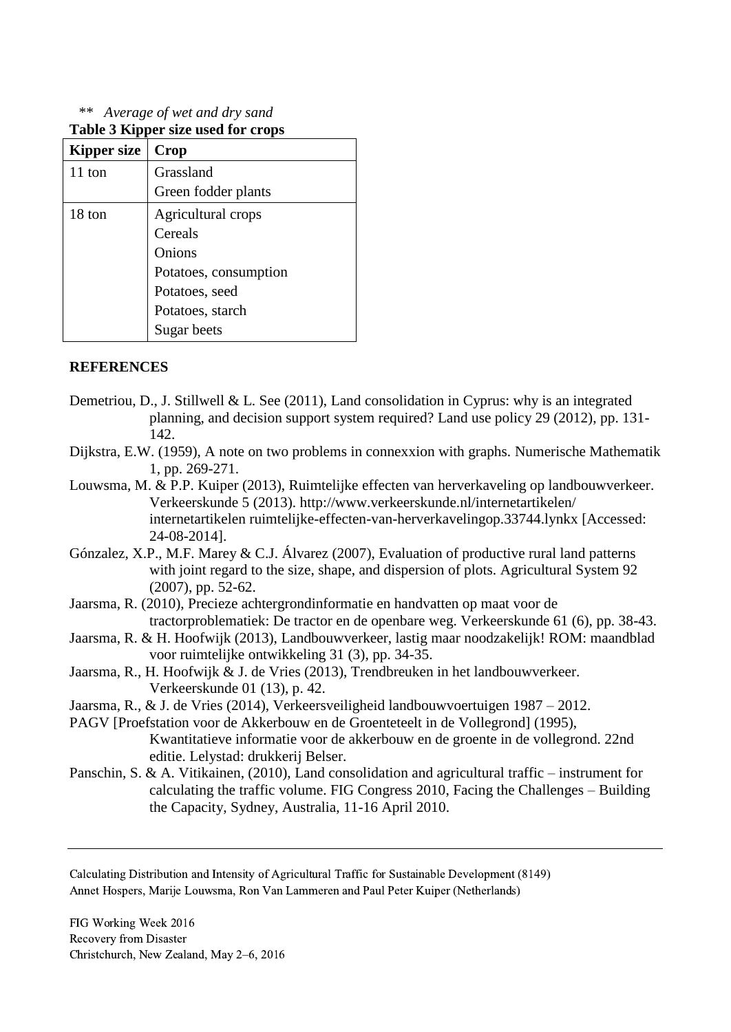** *Average of wet and dry sand*

**Table 3 Kipper size used for crops**

| Kipper size | Crop |
|---|---|
| 11 ton | Grassland<br>Green fodder plants |
| 18 ton | Agricultural crops<br>Cereals<br>Onions<br>Potatoes, consumption<br>Potatoes, seed<br>Potatoes, starch<br>Sugar beets |

## REFERENCES

Demetriou, D., J. Stillwell & L. See (2011), Land consolidation in Cyprus: why is an integrated planning, and decision support system required? Land use policy 29 (2012), pp. 131-142.

Dijkstra, E.W. (1959), A note on two problems in connexxion with graphs. Numerische Mathematik 1, pp. 269-271.

Louwsma, M. & P.P. Kuiper (2013), Ruimtelijke effecten van herverkaveling op landbouwverkeer. Verkeerskunde 5 (2013). http://www.verkeerskunde.nl/internetartikelen/ internetartikelen ruimtelijke-effecten-van-herverkavelingop.33744.lynkx [Accessed: 24-08-2014].

Gónzalez, X.P., M.F. Marey & C.J. Álvarez (2007), Evaluation of productive rural land patterns with joint regard to the size, shape, and dispersion of plots. Agricultural System 92 (2007), pp. 52-62.

Jaarsma, R. (2010), Precieze achtergrondinformatie en handvatten op maat voor de tractorproblematiek: De tractor en de openbare weg. Verkeerskunde 61 (6), pp. 38-43.

Jaarsma, R. & H. Hoofwijk (2013), Landbouwverkeer, lastig maar noodzakelijk! ROM: maandblad voor ruimtelijke ontwikkeling 31 (3), pp. 34-35.

Jaarsma, R., H. Hoofwijk & J. de Vries (2013), Trendbreuken in het landbouwverkeer. Verkeerskunde 01 (13), p. 42.

Jaarsma, R., & J. de Vries (2014), Verkeersveiligheid landbouwvoertuigen 1987 – 2012.

PAGV [Proefstation voor de Akkerbouw en de Groenteteelt in de Vollegrond] (1995), Kwantitatieve informatie voor de akkerbouw en de groente in de vollegrond. 22nd editie. Lelystad: drukkerij Belser.

Panschin, S. & A. Vitikainen, (2010), Land consolidation and agricultural traffic – instrument for calculating the traffic volume. FIG Congress 2010, Facing the Challenges – Building the Capacity, Sydney, Australia, 11-16 April 2010.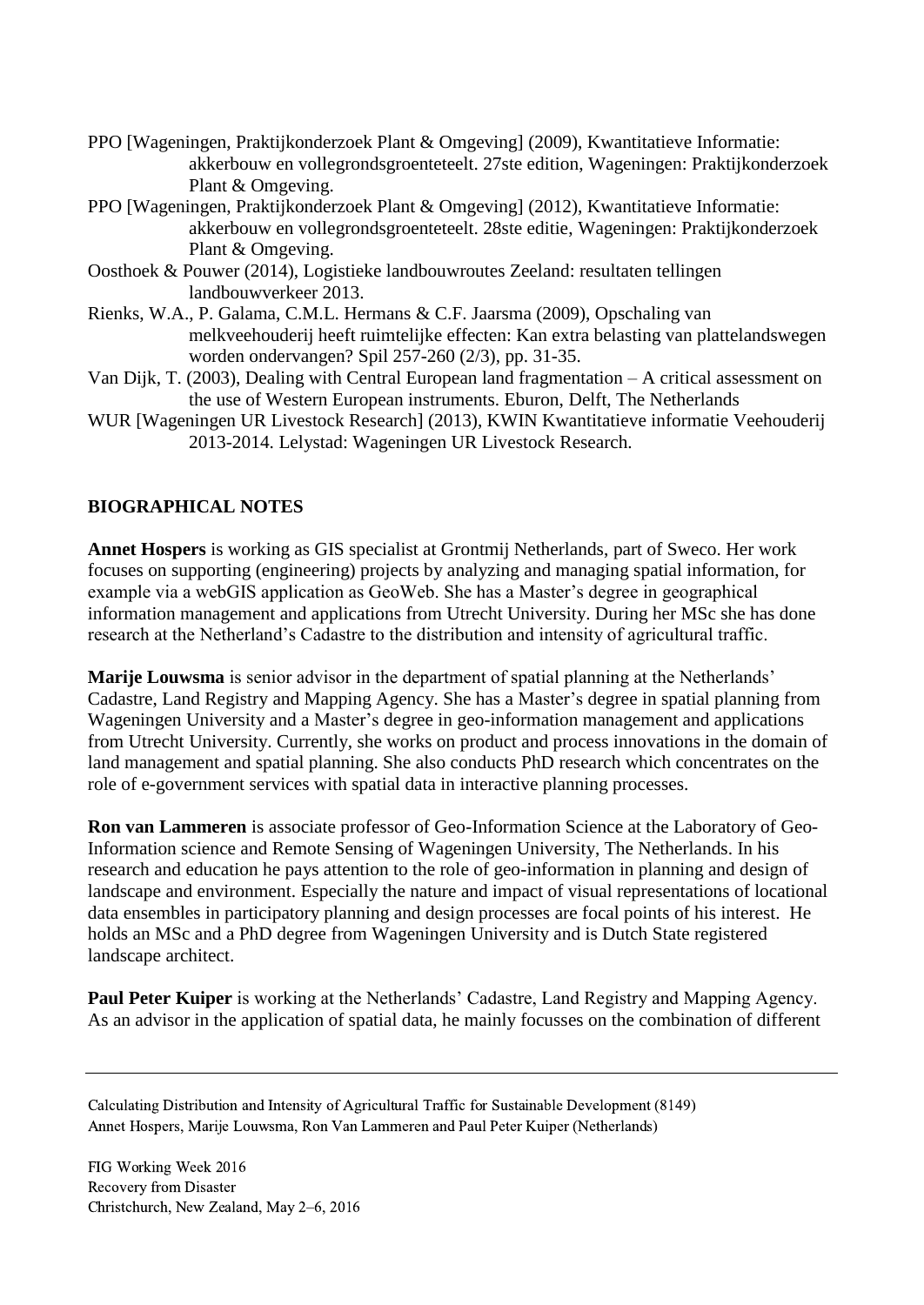PPO [Wageningen, Praktijkonderzoek Plant & Omgeving] (2009), Kwantitatieve Informatie: akkerbouw en vollegrondsgroenteteelt. 27ste edition, Wageningen: Praktijkonderzoek Plant & Omgeving.

PPO [Wageningen, Praktijkonderzoek Plant & Omgeving] (2012), Kwantitatieve Informatie: akkerbouw en vollegrondsgroenteteelt. 28ste editie, Wageningen: Praktijkonderzoek Plant & Omgeving.

Oosthoek & Pouwer (2014), Logistieke landbouwroutes Zeeland: resultaten tellingen landbouwverkeer 2013.

Rienks, W.A., P. Galama, C.M.L. Hermans & C.F. Jaarsma (2009), Opschaling van melkveehouderij heeft ruimtelijke effecten: Kan extra belasting van plattelandswegen worden ondervangen? Spil 257-260 (2/3), pp. 31-35.

Van Dijk, T. (2003), Dealing with Central European land fragmentation – A critical assessment on the use of Western European instruments. Eburon, Delft, The Netherlands

WUR [Wageningen UR Livestock Research] (2013), KWIN Kwantitatieve informatie Veehouderij 2013-2014. Lelystad: Wageningen UR Livestock Research.

## BIOGRAPHICAL NOTES

**Annet Hospers** is working as GIS specialist at Grontmij Netherlands, part of Sweco. Her work focuses on supporting (engineering) projects by analyzing and managing spatial information, for example via a webGIS application as GeoWeb. She has a Master's degree in geographical information management and applications from Utrecht University. During her MSc she has done research at the Netherland's Cadastre to the distribution and intensity of agricultural traffic.

**Marije Louwsma** is senior advisor in the department of spatial planning at the Netherlands' Cadastre, Land Registry and Mapping Agency. She has a Master's degree in spatial planning from Wageningen University and a Master's degree in geo-information management and applications from Utrecht University. Currently, she works on product and process innovations in the domain of land management and spatial planning. She also conducts PhD research which concentrates on the role of e-government services with spatial data in interactive planning processes.

**Ron van Lammeren** is associate professor of Geo-Information Science at the Laboratory of Geo-Information science and Remote Sensing of Wageningen University, The Netherlands. In his research and education he pays attention to the role of geo-information in planning and design of landscape and environment. Especially the nature and impact of visual representations of locational data ensembles in participatory planning and design processes are focal points of his interest. He holds an MSc and a PhD degree from Wageningen University and is Dutch State registered landscape architect.

**Paul Peter Kuiper** is working at the Netherlands' Cadastre, Land Registry and Mapping Agency. As an advisor in the application of spatial data, he mainly focusses on the combination of different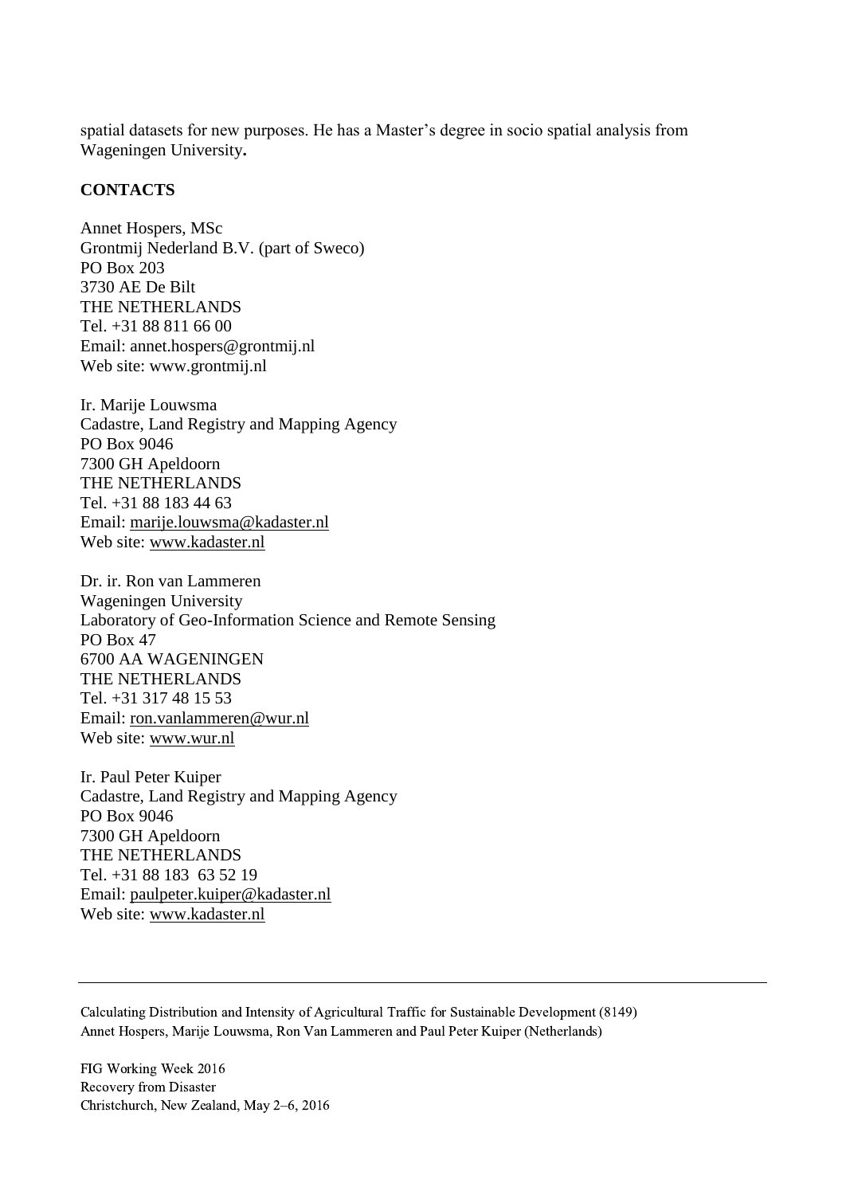spatial datasets for new purposes. He has a Master's degree in socio spatial analysis from Wageningen University**.**

**CONTACTS**

Annet Hospers, MSc
Grontmij Nederland B.V. (part of Sweco)
PO Box 203
3730 AE De Bilt
THE NETHERLANDS
Tel. +31 88 811 66 00
Email: annet.hospers@grontmij.nl
Web site: www.grontmij.nl

Ir. Marije Louwsma
Cadastre, Land Registry and Mapping Agency
PO Box 9046
7300 GH Apeldoorn
THE NETHERLANDS
Tel. +31 88 183 44 63
Email: marije.louwsma@kadaster.nl
Web site: www.kadaster.nl

Dr. ir. Ron van Lammeren
Wageningen University
Laboratory of Geo-Information Science and Remote Sensing
PO Box 47
6700 AA WAGENINGEN
THE NETHERLANDS
Tel. +31 317 48 15 53
Email: ron.vanlammeren@wur.nl
Web site: www.wur.nl

Ir. Paul Peter Kuiper
Cadastre, Land Registry and Mapping Agency
PO Box 9046
7300 GH Apeldoorn
THE NETHERLANDS
Tel. +31 88 183 63 52 19
Email: paulpeter.kuiper@kadaster.nl
Web site: www.kadaster.nl